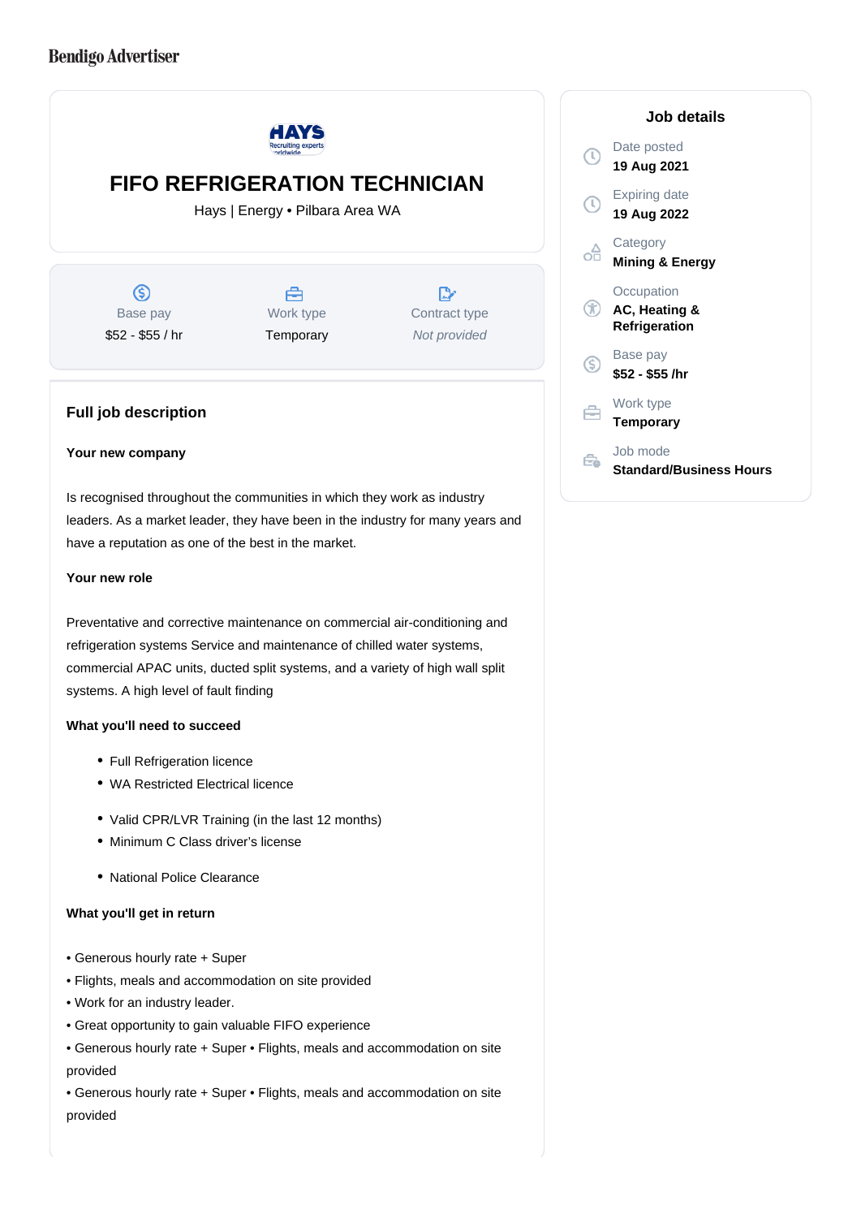Bendigo Advertiser

# FIFO REFRIGERATION TECHNICIAN

Hays | Energy • Pilbara Area WA

| Base pay | Work type | Contract type |
| --- | --- | --- |
| $52 - $55 / hr | Temporary | *Not provided* |

## Job details

Date posted
**19 Aug 2021**

Expiring date
**19 Aug 2022**

Category
**Mining & Energy**

Occupation
**AC, Heating & Refrigeration**

Base pay
**$52 - $55 /hr**

Work type
**Temporary**

Job mode
**Standard/Business Hours**

## Full job description

**Your new company**

Is recognised throughout the communities in which they work as industry leaders. As a market leader, they have been in the industry for many years and have a reputation as one of the best in the market.

**Your new role**

Preventative and corrective maintenance on commercial air-conditioning and refrigeration systems Service and maintenance of chilled water systems, commercial APAC units, ducted split systems, and a variety of high wall split systems. A high level of fault finding

**What you'll need to succeed**

- Full Refrigeration licence
- WA Restricted Electrical licence
- Valid CPR/LVR Training (in the last 12 months)
- Minimum C Class driver's license
- National Police Clearance

**What you'll get in return**

• Generous hourly rate + Super
• Flights, meals and accommodation on site provided
• Work for an industry leader.
• Great opportunity to gain valuable FIFO experience
• Generous hourly rate + Super • Flights, meals and accommodation on site provided
• Generous hourly rate + Super • Flights, meals and accommodation on site provided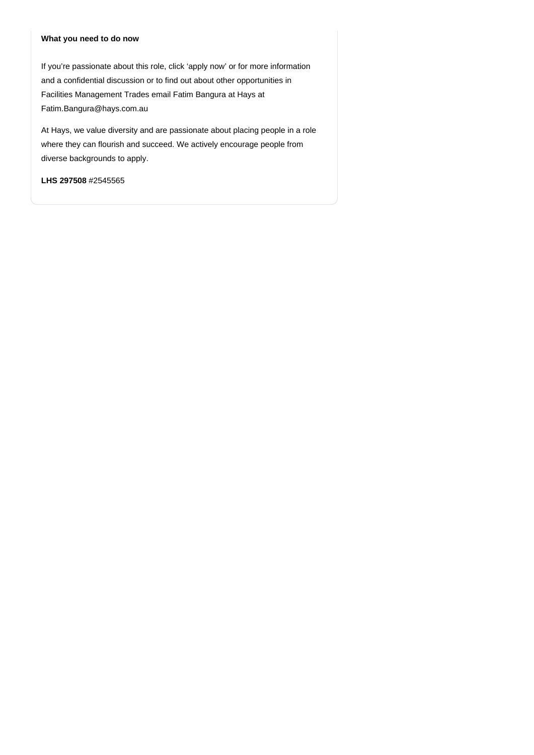**What you need to do now**

If you're passionate about this role, click 'apply now' or for more information and a confidential discussion or to find out about other opportunities in Facilities Management Trades email Fatim Bangura at Hays at Fatim.Bangura@hays.com.au

At Hays, we value diversity and are passionate about placing people in a role where they can flourish and succeed. We actively encourage people from diverse backgrounds to apply.

**LHS 297508** #2545565